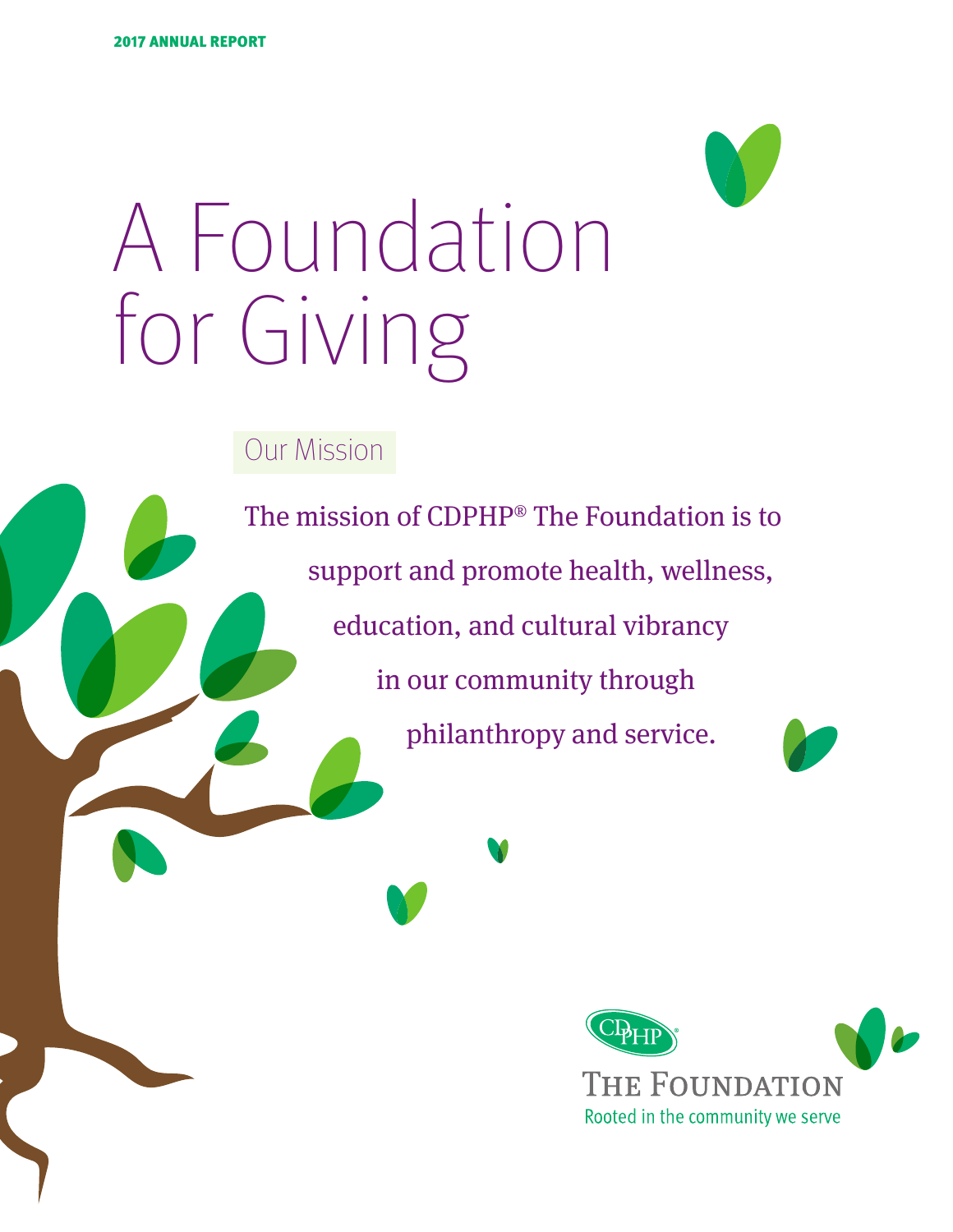2017 ANNUAL REPORT

# A Foundation for Giving

## Our Mission

The mission of CDPHP® The Foundation is to support and promote health, wellness, education, and cultural vibrancy in our community through philanthropy and service.

CDPHP®

THE FOUNDATION

Rooted in the community we serve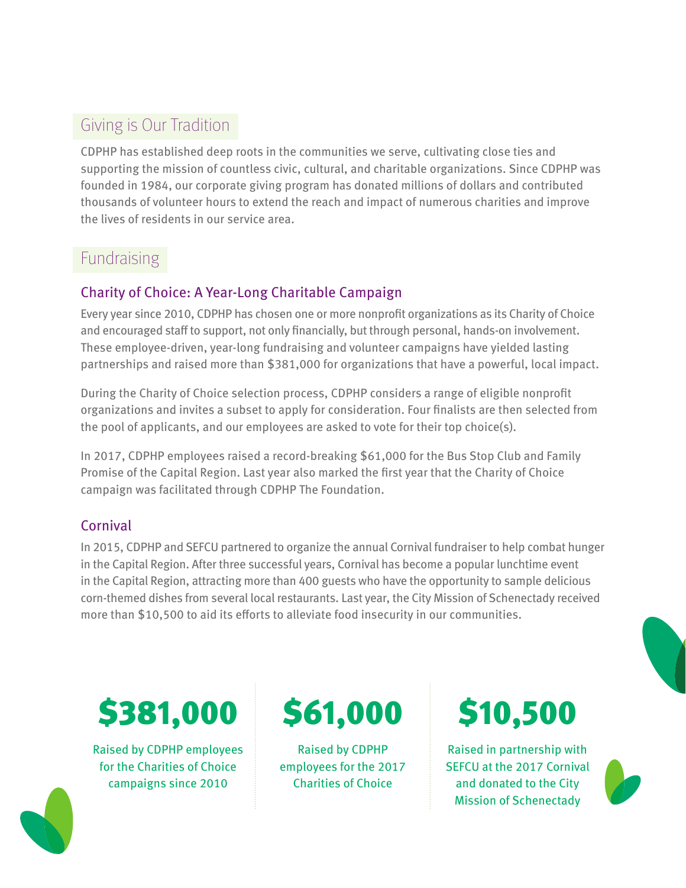## Giving is Our Tradition

CDPHP has established deep roots in the communities we serve, cultivating close ties and supporting the mission of countless civic, cultural, and charitable organizations. Since CDPHP was founded in 1984, our corporate giving program has donated millions of dollars and contributed thousands of volunteer hours to extend the reach and impact of numerous charities and improve the lives of residents in our service area.

## Fundraising

### Charity of Choice: A Year-Long Charitable Campaign

Every year since 2010, CDPHP has chosen one or more nonprofit organizations as its Charity of Choice and encouraged staff to support, not only financially, but through personal, hands-on involvement. These employee-driven, year-long fundraising and volunteer campaigns have yielded lasting partnerships and raised more than $381,000 for organizations that have a powerful, local impact.

During the Charity of Choice selection process, CDPHP considers a range of eligible nonprofit organizations and invites a subset to apply for consideration. Four finalists are then selected from the pool of applicants, and our employees are asked to vote for their top choice(s).

In 2017, CDPHP employees raised a record-breaking $61,000 for the Bus Stop Club and Family Promise of the Capital Region. Last year also marked the first year that the Charity of Choice campaign was facilitated through CDPHP The Foundation.

### Cornival

In 2015, CDPHP and SEFCU partnered to organize the annual Cornival fundraiser to help combat hunger in the Capital Region. After three successful years, Cornival has become a popular lunchtime event in the Capital Region, attracting more than 400 guests who have the opportunity to sample delicious corn-themed dishes from several local restaurants. Last year, the City Mission of Schenectady received more than $10,500 to aid its efforts to alleviate food insecurity in our communities.

**$381,000**

Raised by CDPHP employees for the Charities of Choice campaigns since 2010

**$61,000**

Raised by CDPHP employees for the 2017 Charities of Choice

**$10,500**

Raised in partnership with SEFCU at the 2017 Cornival and donated to the City Mission of Schenectady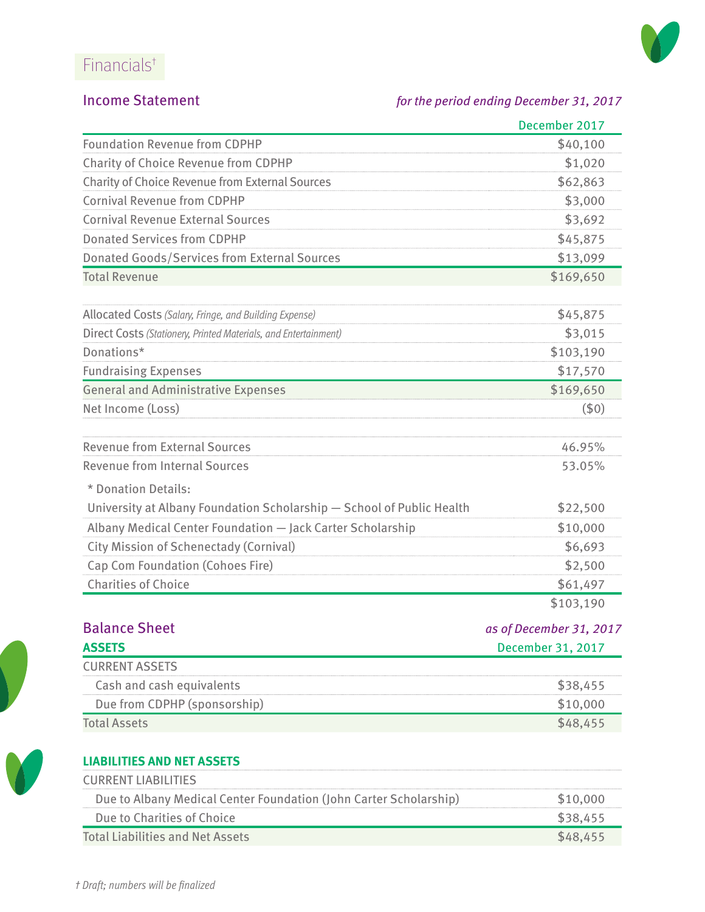# Financials†

## Income Statement

*for the period ending December 31, 2017*

| | December 2017 |
|---|---|
| Foundation Revenue from CDPHP | $40,100 |
| Charity of Choice Revenue from CDPHP | $1,020 |
| Charity of Choice Revenue from External Sources | $62,863 |
| Cornival Revenue from CDPHP | $3,000 |
| Cornival Revenue External Sources | $3,692 |
| Donated Services from CDPHP | $45,875 |
| Donated Goods/Services from External Sources | $13,099 |
| Total Revenue | $169,650 |
| | |
| Allocated Costs *(Salary, Fringe, and Building Expense)* | $45,875 |
| Direct Costs *(Stationery, Printed Materials, and Entertainment)* | $3,015 |
| Donations* | $103,190 |
| Fundraising Expenses | $17,570 |
| General and Administrative Expenses | $169,650 |
| Net Income (Loss) | ($0) |
| | |
| Revenue from External Sources | 46.95% |
| Revenue from Internal Sources | 53.05% |

\* Donation Details:

| | |
|---|---|
| University at Albany Foundation Scholarship — School of Public Health | $22,500 |
| Albany Medical Center Foundation — Jack Carter Scholarship | $10,000 |
| City Mission of Schenectady (Cornival) | $6,693 |
| Cap Com Foundation (Cohoes Fire) | $2,500 |
| Charities of Choice | $61,497 |
| | $103,190 |

## Balance Sheet

*as of December 31, 2017*

| **ASSETS** | December 31, 2017 |
|---|---|
| CURRENT ASSETS | |
| Cash and cash equivalents | $38,455 |
| Due from CDPHP (sponsorship) | $10,000 |
| Total Assets | $48,455 |

| **LIABILITIES AND NET ASSETS** | |
|---|---|
| CURRENT LIABILITIES | |
| Due to Albany Medical Center Foundation (John Carter Scholarship) | $10,000 |
| Due to Charities of Choice | $38,455 |
| Total Liabilities and Net Assets | $48,455 |

*† Draft; numbers will be finalized*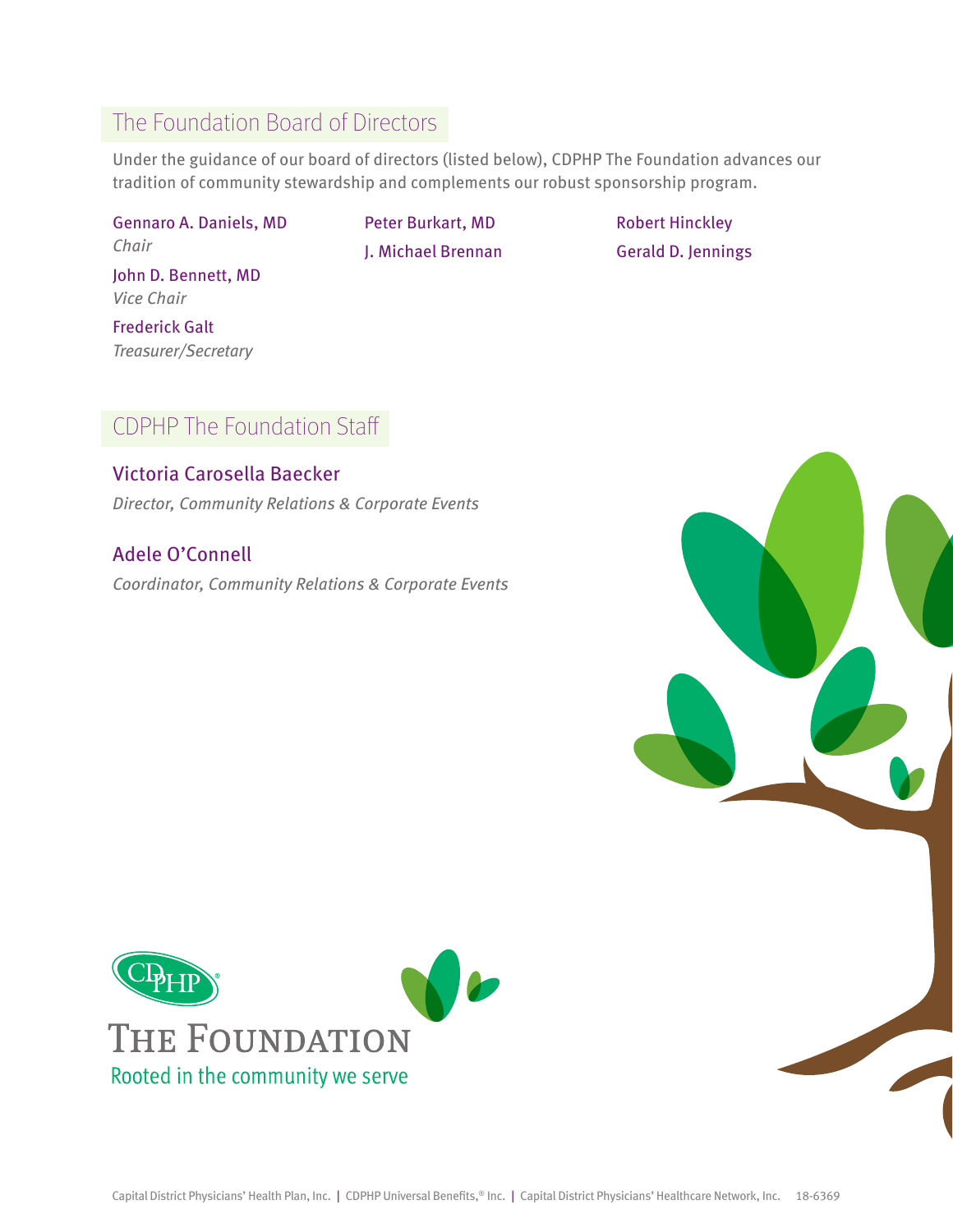## The Foundation Board of Directors

Under the guidance of our board of directors (listed below), CDPHP The Foundation advances our tradition of community stewardship and complements our robust sponsorship program.

Gennaro A. Daniels, MD
*Chair*

John D. Bennett, MD
*Vice Chair*

Frederick Galt
*Treasurer/Secretary*

Peter Burkart, MD

J. Michael Brennan

Robert Hinckley

Gerald D. Jennings

## CDPHP The Foundation Staff

Victoria Carosella Baecker
*Director, Community Relations & Corporate Events*

Adele O'Connell
*Coordinator, Community Relations & Corporate Events*

CDPHP®

THE FOUNDATION

Rooted in the community we serve

Capital District Physicians' Health Plan, Inc. | CDPHP Universal Benefits,® Inc. | Capital District Physicians' Healthcare Network, Inc. 18-6369